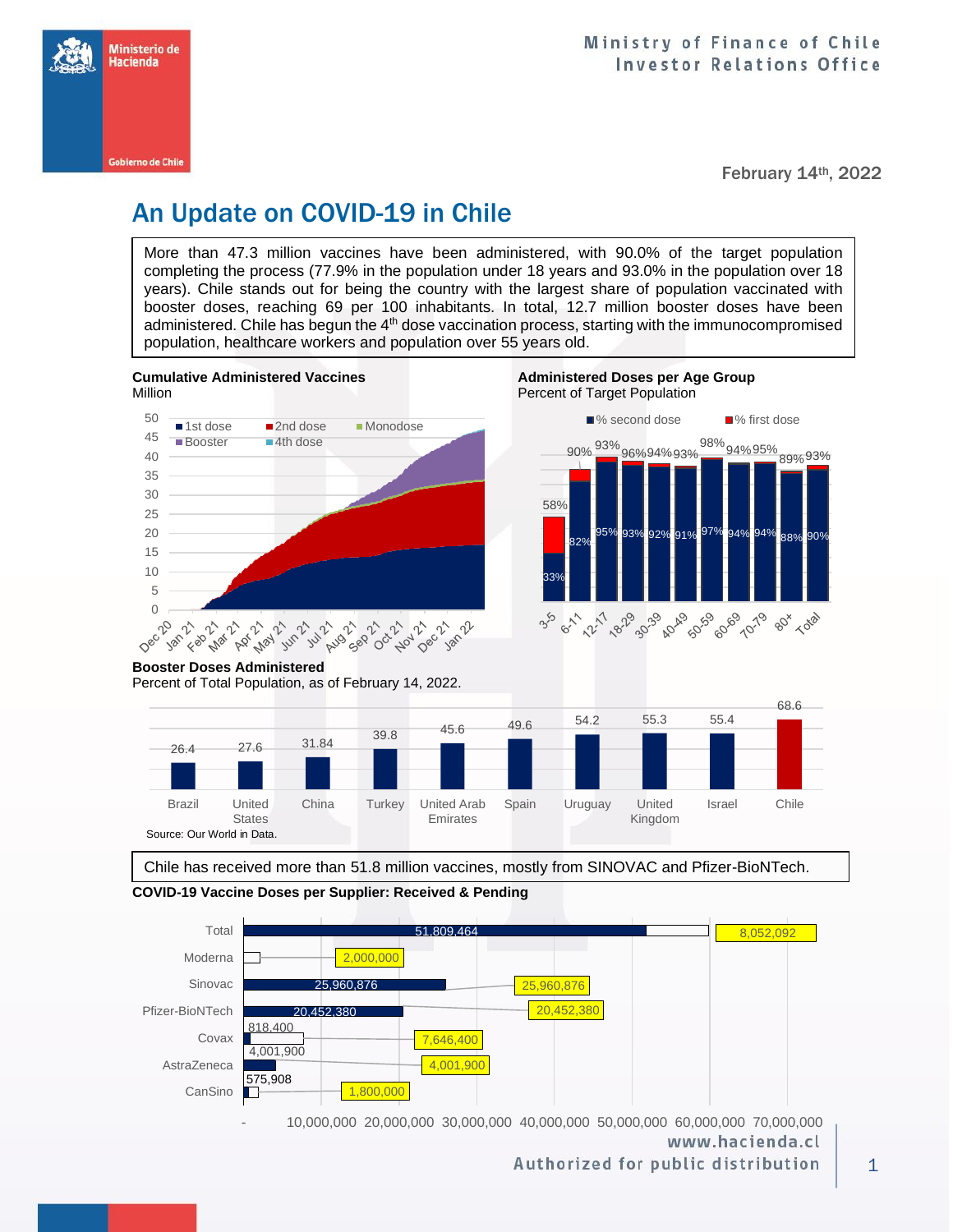Ministry of Finance of Chile
Investor Relations Office

February 14th, 2022

# An Update on COVID-19 in Chile

More than 47.3 million vaccines have been administered, with 90.0% of the target population completing the process (77.9% in the population under 18 years and 93.0% in the population over 18 years). Chile stands out for being the country with the largest share of population vaccinated with booster doses, reaching 69 per 100 inhabitants. In total, 12.7 million booster doses have been administered. Chile has begun the 4th dose vaccination process, starting with the immunocompromised population, healthcare workers and population over 55 years old.

**Cumulative Administered Vaccines**
Million

**Administered Doses per Age Group**
Percent of Target Population

| Age group | % second dose | % first dose |
|---|---|---|
| 3-5 | 33% | 58% |
| 6-11 | 82% | 90% |
| 12-17 | 95% | 93% |
| 18-29 | 93% | 96% |
| 30-39 | 92% | 94% |
| 40-49 | 91% | 93% |
| 50-59 | 97% | 98% |
| 60-69 | 94% | 94% |
| 70-79 | 94% | 95% |
| 80+ | 88% | 89% |
| Total | 90% | 93% |

**Booster Doses Administered**
Percent of Total Population, as of February 14, 2022.

| Country | Booster doses |
|---|---|
| Brazil | 26.4 |
| United States | 27.6 |
| China | 31.84 |
| Turkey | 39.8 |
| United Arab Emirates | 45.6 |
| Spain | 49.6 |
| Uruguay | 54.2 |
| United Kingdom | 55.3 |
| Israel | 55.4 |
| Chile | 68.6 |

Source: Our World in Data.

Chile has received more than 51.8 million vaccines, mostly from SINOVAC and Pfizer-BioNTech.

**COVID-19 Vaccine Doses per Supplier: Received & Pending**

| Supplier | Received | Pending |
|---|---|---|
| Total | 51,809,464 | 8,052,092 |
| Moderna | | 2,000,000 |
| Sinovac | 25,960,876 | 25,960,876 |
| Pfizer-BioNTech | 20,452,380 | 20,452,380 |
| Covax | 818,400 | 7,646,400 |
| AstraZeneca | 4,001,900 | 4,001,900 |
| CanSino | 575,908 | 1,800,000 |

www.hacienda.cl
Authorized for public distribution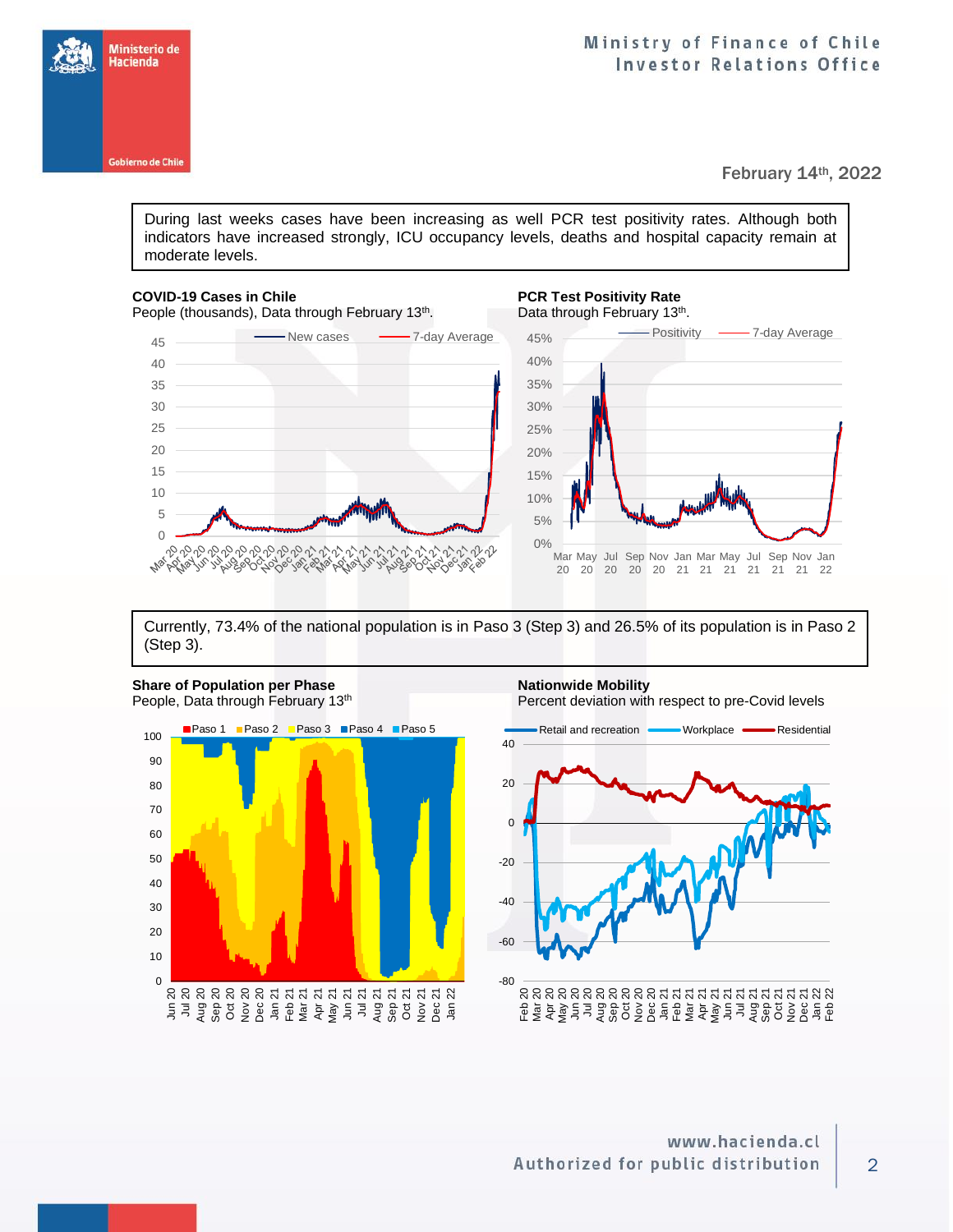February 14th, 2022

During last weeks cases have been increasing as well PCR test positivity rates. Although both indicators have increased strongly, ICU occupancy levels, deaths and hospital capacity remain at moderate levels.

**COVID-19 Cases in Chile**
People (thousands), Data through February 13th.

**PCR Test Positivity Rate**
Data through February 13th.

Currently, 73.4% of the national population is in Paso 3 (Step 3) and 26.5% of its population is in Paso 2 (Step 3).

**Share of Population per Phase**
People, Data through February 13th

**Nationwide Mobility**
Percent deviation with respect to pre-Covid levels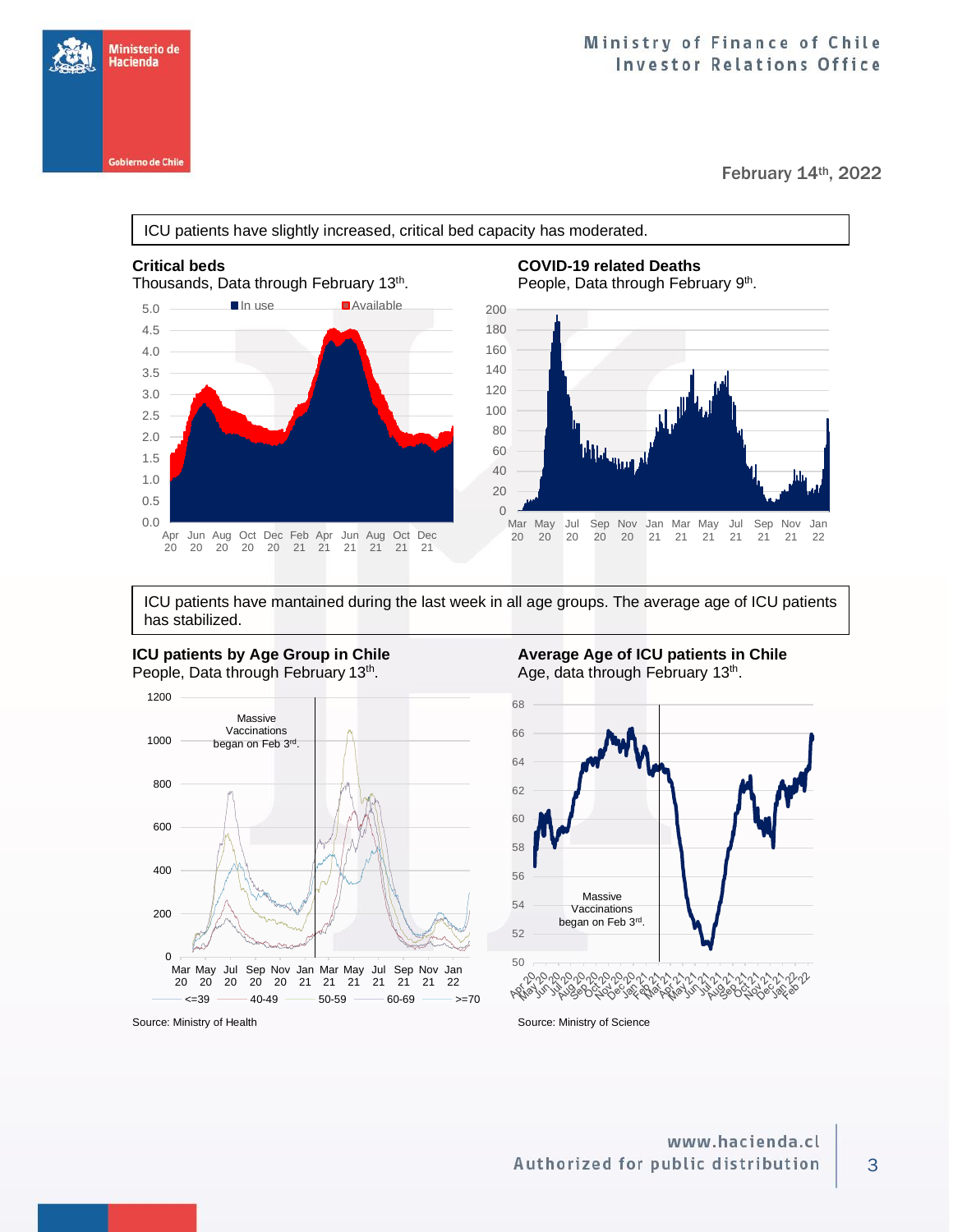February 14th, 2022

ICU patients have slightly increased, critical bed capacity has moderated.

**Critical beds**
Thousands, Data through February 13th.

In use
Available

5.0
4.5
4.0
3.5
3.0
2.5
2.0
1.5
1.0
0.5
0.0

Apr 20, Jun 20, Aug 20, Oct 20, Dec 20, Feb 21, Apr 21, Jun 21, Aug 21, Oct 21, Dec 21

**COVID-19 related Deaths**
People, Data through February 9th.

200
180
160
140
120
100
80
60
40
20
0

Mar 20, May 20, Jul 20, Sep 20, Nov 20, Jan 21, Mar 21, May 21, Jul 21, Sep 21, Nov 21, Jan 22

ICU patients have mantained during the last week in all age groups. The average age of ICU patients has stabilized.

**ICU patients by Age Group in Chile**
People, Data through February 13th.

1200
1000
800
600
400
200
0

Massive Vaccinations began on Feb 3rd.

Mar 20, May 20, Jul 20, Sep 20, Nov 20, Jan 21, Mar 21, May 21, Jul 21, Sep 21, Nov 21, Jan 22

<=39, 40-49, 50-59, 60-69, >=70

Source: Ministry of Health

**Average Age of ICU patients in Chile**
Age, data through February 13th.

68
66
64
62
60
58
56
54
52
50

Massive Vaccinations began on Feb 3rd.

Apr 20, May 20, Jun 20, Jul 20, Aug 20, Sep 20, Oct 20, Nov 20, Dec 20, Jan 21, Feb 21, Mar 21, Apr 21, May 21, Jun 21, Jul 21, Aug 21, Sep 21, Oct 21, Nov 21, Dec 21, Jan 22, Feb 22

Source: Ministry of Science